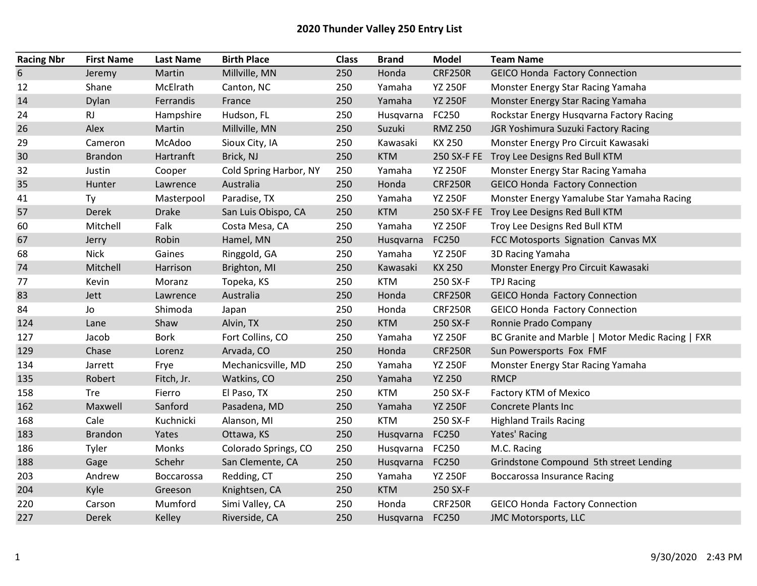# 2020 Thunder Valley 250 Entry List

| Racing Nbr | First Name | Last Name | Birth Place | Class | Brand | Model | Team Name |
|---|---|---|---|---|---|---|---|
| 6 | Jeremy | Martin | Millville, MN | 250 | Honda | CRF250R | GEICO Honda Factory Connection |
| 12 | Shane | McElrath | Canton, NC | 250 | Yamaha | YZ 250F | Monster Energy Star Racing Yamaha |
| 14 | Dylan | Ferrandis | France | 250 | Yamaha | YZ 250F | Monster Energy Star Racing Yamaha |
| 24 | RJ | Hampshire | Hudson, FL | 250 | Husqvarna | FC250 | Rockstar Energy Husqvarna Factory Racing |
| 26 | Alex | Martin | Millville, MN | 250 | Suzuki | RMZ 250 | JGR Yoshimura Suzuki Factory Racing |
| 29 | Cameron | McAdoo | Sioux City, IA | 250 | Kawasaki | KX 250 | Monster Energy Pro Circuit Kawasaki |
| 30 | Brandon | Hartranft | Brick, NJ | 250 | KTM | 250 SX-F FE | Troy Lee Designs Red Bull KTM |
| 32 | Justin | Cooper | Cold Spring Harbor, NY | 250 | Yamaha | YZ 250F | Monster Energy Star Racing Yamaha |
| 35 | Hunter | Lawrence | Australia | 250 | Honda | CRF250R | GEICO Honda Factory Connection |
| 41 | Ty | Masterpool | Paradise, TX | 250 | Yamaha | YZ 250F | Monster Energy Yamalube Star Yamaha Racing |
| 57 | Derek | Drake | San Luis Obispo, CA | 250 | KTM | 250 SX-F FE | Troy Lee Designs Red Bull KTM |
| 60 | Mitchell | Falk | Costa Mesa, CA | 250 | Yamaha | YZ 250F | Troy Lee Designs Red Bull KTM |
| 67 | Jerry | Robin | Hamel, MN | 250 | Husqvarna | FC250 | FCC Motosports Signation Canvas MX |
| 68 | Nick | Gaines | Ringgold, GA | 250 | Yamaha | YZ 250F | 3D Racing Yamaha |
| 74 | Mitchell | Harrison | Brighton, MI | 250 | Kawasaki | KX 250 | Monster Energy Pro Circuit Kawasaki |
| 77 | Kevin | Moranz | Topeka, KS | 250 | KTM | 250 SX-F | TPJ Racing |
| 83 | Jett | Lawrence | Australia | 250 | Honda | CRF250R | GEICO Honda Factory Connection |
| 84 | Jo | Shimoda | Japan | 250 | Honda | CRF250R | GEICO Honda Factory Connection |
| 124 | Lane | Shaw | Alvin, TX | 250 | KTM | 250 SX-F | Ronnie Prado Company |
| 127 | Jacob | Bork | Fort Collins, CO | 250 | Yamaha | YZ 250F | BC Granite and Marble \| Motor Medic Racing \| FXR |
| 129 | Chase | Lorenz | Arvada, CO | 250 | Honda | CRF250R | Sun Powersports Fox FMF |
| 134 | Jarrett | Frye | Mechanicsville, MD | 250 | Yamaha | YZ 250F | Monster Energy Star Racing Yamaha |
| 135 | Robert | Fitch, Jr. | Watkins, CO | 250 | Yamaha | YZ 250 | RMCP |
| 158 | Tre | Fierro | El Paso, TX | 250 | KTM | 250 SX-F | Factory KTM of Mexico |
| 162 | Maxwell | Sanford | Pasadena, MD | 250 | Yamaha | YZ 250F | Concrete Plants Inc |
| 168 | Cale | Kuchnicki | Alanson, MI | 250 | KTM | 250 SX-F | Highland Trails Racing |
| 183 | Brandon | Yates | Ottawa, KS | 250 | Husqvarna | FC250 | Yates' Racing |
| 186 | Tyler | Monks | Colorado Springs, CO | 250 | Husqvarna | FC250 | M.C. Racing |
| 188 | Gage | Schehr | San Clemente, CA | 250 | Husqvarna | FC250 | Grindstone Compound 5th street Lending |
| 203 | Andrew | Boccarossa | Redding, CT | 250 | Yamaha | YZ 250F | Boccarossa Insurance Racing |
| 204 | Kyle | Greeson | Knightsen, CA | 250 | KTM | 250 SX-F | |
| 220 | Carson | Mumford | Simi Valley, CA | 250 | Honda | CRF250R | GEICO Honda Factory Connection |
| 227 | Derek | Kelley | Riverside, CA | 250 | Husqvarna | FC250 | JMC Motorsports, LLC |

9/30/2020 2:43 PM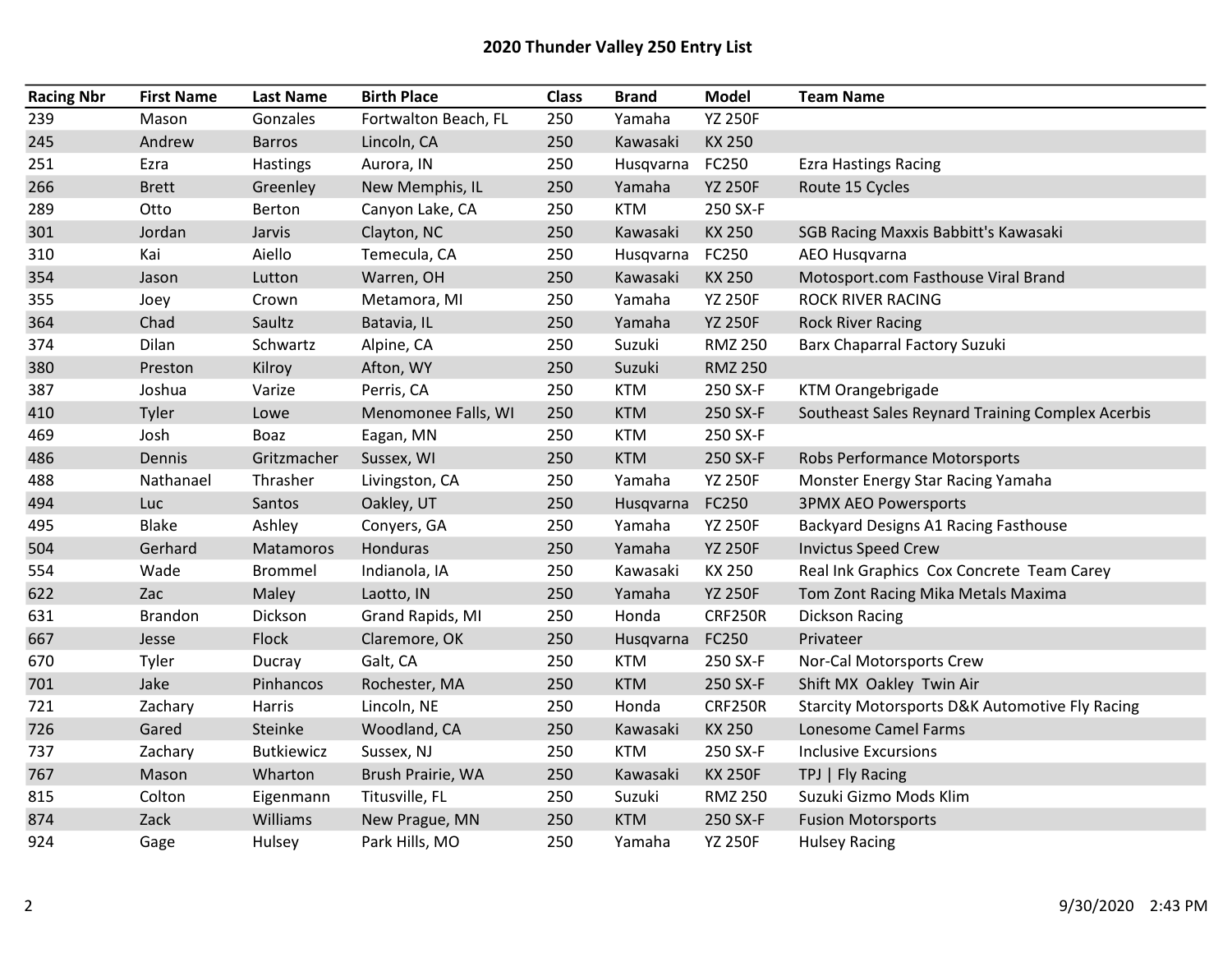# 2020 Thunder Valley 250 Entry List

| Racing Nbr | First Name | Last Name | Birth Place | Class | Brand | Model | Team Name |
|---|---|---|---|---|---|---|---|
| 239 | Mason | Gonzales | Fortwalton Beach, FL | 250 | Yamaha | YZ 250F | |
| 245 | Andrew | Barros | Lincoln, CA | 250 | Kawasaki | KX 250 | |
| 251 | Ezra | Hastings | Aurora, IN | 250 | Husqvarna | FC250 | Ezra Hastings Racing |
| 266 | Brett | Greenley | New Memphis, IL | 250 | Yamaha | YZ 250F | Route 15 Cycles |
| 289 | Otto | Berton | Canyon Lake, CA | 250 | KTM | 250 SX-F | |
| 301 | Jordan | Jarvis | Clayton, NC | 250 | Kawasaki | KX 250 | SGB Racing Maxxis Babbitt's Kawasaki |
| 310 | Kai | Aiello | Temecula, CA | 250 | Husqvarna | FC250 | AEO Husqvarna |
| 354 | Jason | Lutton | Warren, OH | 250 | Kawasaki | KX 250 | Motosport.com Fasthouse Viral Brand |
| 355 | Joey | Crown | Metamora, MI | 250 | Yamaha | YZ 250F | ROCK RIVER RACING |
| 364 | Chad | Saultz | Batavia, IL | 250 | Yamaha | YZ 250F | Rock River Racing |
| 374 | Dilan | Schwartz | Alpine, CA | 250 | Suzuki | RMZ 250 | Barx Chaparral Factory Suzuki |
| 380 | Preston | Kilroy | Afton, WY | 250 | Suzuki | RMZ 250 | |
| 387 | Joshua | Varize | Perris, CA | 250 | KTM | 250 SX-F | KTM Orangebrigade |
| 410 | Tyler | Lowe | Menomonee Falls, WI | 250 | KTM | 250 SX-F | Southeast Sales Reynard Training Complex Acerbis |
| 469 | Josh | Boaz | Eagan, MN | 250 | KTM | 250 SX-F | |
| 486 | Dennis | Gritzmacher | Sussex, WI | 250 | KTM | 250 SX-F | Robs Performance Motorsports |
| 488 | Nathanael | Thrasher | Livingston, CA | 250 | Yamaha | YZ 250F | Monster Energy Star Racing Yamaha |
| 494 | Luc | Santos | Oakley, UT | 250 | Husqvarna | FC250 | 3PMX AEO Powersports |
| 495 | Blake | Ashley | Conyers, GA | 250 | Yamaha | YZ 250F | Backyard Designs A1 Racing Fasthouse |
| 504 | Gerhard | Matamoros | Honduras | 250 | Yamaha | YZ 250F | Invictus Speed Crew |
| 554 | Wade | Brommel | Indianola, IA | 250 | Kawasaki | KX 250 | Real Ink Graphics Cox Concrete Team Carey |
| 622 | Zac | Maley | Laotto, IN | 250 | Yamaha | YZ 250F | Tom Zont Racing Mika Metals Maxima |
| 631 | Brandon | Dickson | Grand Rapids, MI | 250 | Honda | CRF250R | Dickson Racing |
| 667 | Jesse | Flock | Claremore, OK | 250 | Husqvarna | FC250 | Privateer |
| 670 | Tyler | Ducray | Galt, CA | 250 | KTM | 250 SX-F | Nor-Cal Motorsports Crew |
| 701 | Jake | Pinhancos | Rochester, MA | 250 | KTM | 250 SX-F | Shift MX Oakley Twin Air |
| 721 | Zachary | Harris | Lincoln, NE | 250 | Honda | CRF250R | Starcity Motorsports D&K Automotive Fly Racing |
| 726 | Gared | Steinke | Woodland, CA | 250 | Kawasaki | KX 250 | Lonesome Camel Farms |
| 737 | Zachary | Butkiewicz | Sussex, NJ | 250 | KTM | 250 SX-F | Inclusive Excursions |
| 767 | Mason | Wharton | Brush Prairie, WA | 250 | Kawasaki | KX 250F | TPJ \| Fly Racing |
| 815 | Colton | Eigenmann | Titusville, FL | 250 | Suzuki | RMZ 250 | Suzuki Gizmo Mods Klim |
| 874 | Zack | Williams | New Prague, MN | 250 | KTM | 250 SX-F | Fusion Motorsports |
| 924 | Gage | Hulsey | Park Hills, MO | 250 | Yamaha | YZ 250F | Hulsey Racing |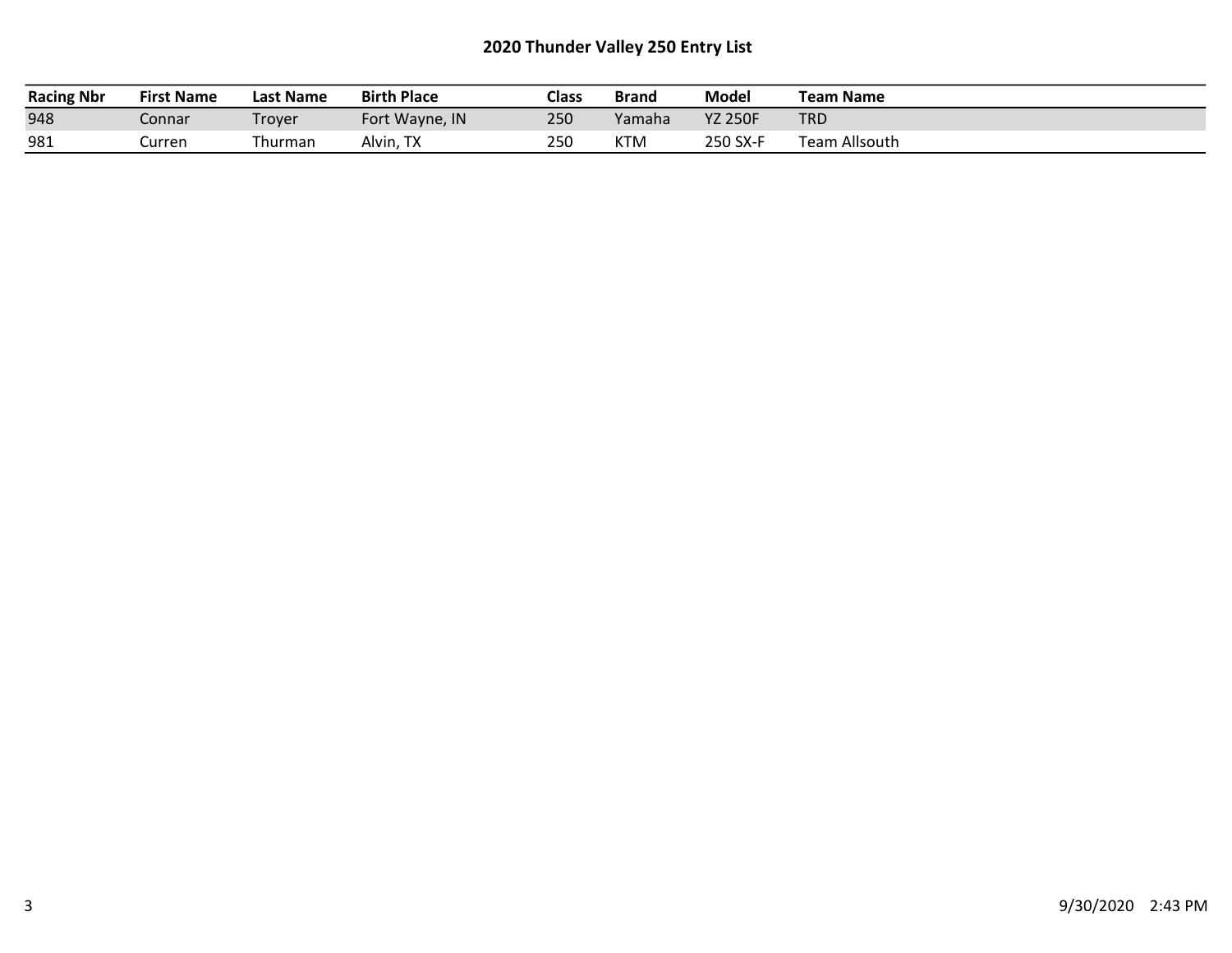# 2020 Thunder Valley 250 Entry List

| Racing Nbr | First Name | Last Name | Birth Place | Class | Brand | Model | Team Name |
| --- | --- | --- | --- | --- | --- | --- | --- |
| 948 | Connar | Troyer | Fort Wayne, IN | 250 | Yamaha | YZ 250F | TRD |
| 981 | Curren | Thurman | Alvin, TX | 250 | KTM | 250 SX-F | Team Allsouth |

9/30/2020 2:43 PM